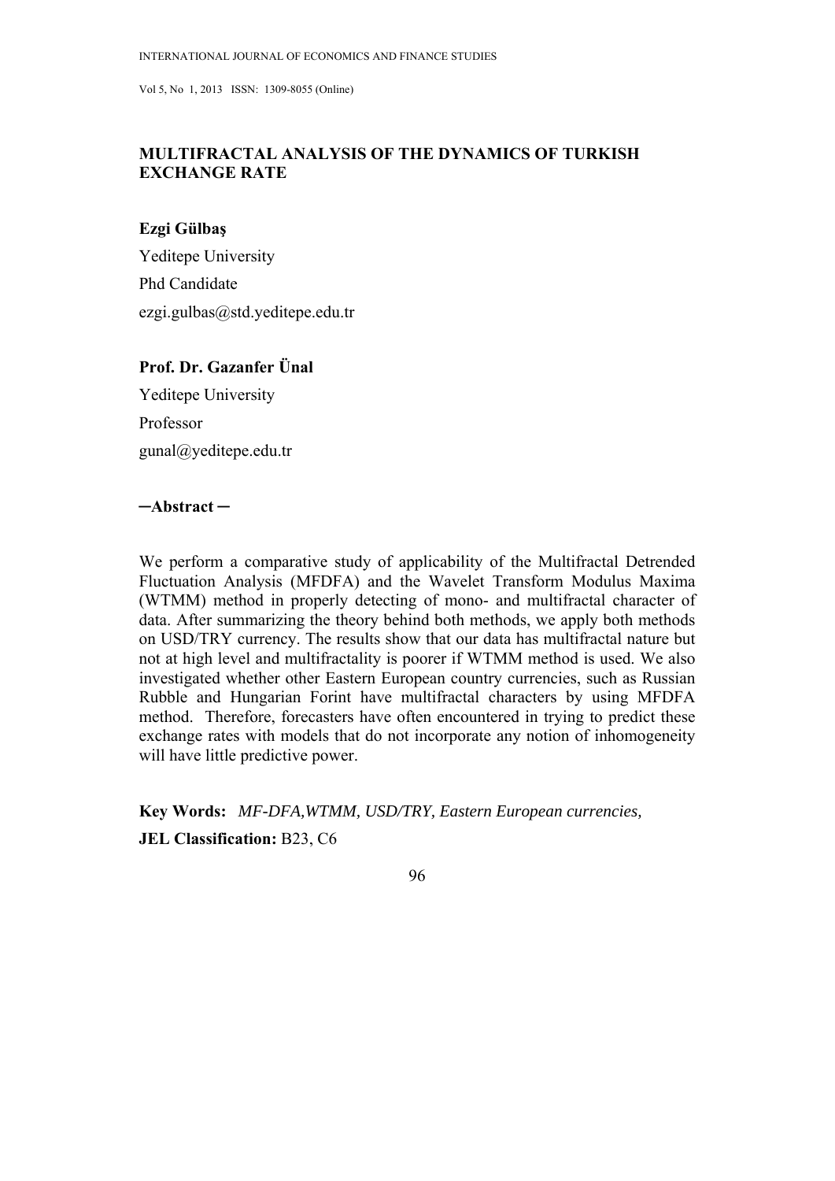# MULTIFRACTAL ANALYSIS OF THE DYNAMICS OF TURKISH EXCHANGE RATE

**Ezgi Gülbaş**

Yeditepe University

Phd Candidate

ezgi.gulbas@std.yeditepe.edu.tr

**Prof. Dr. Gazanfer Ünal**

Yeditepe University

Professor

gunal@yeditepe.edu.tr

## ─Abstract ─

We perform a comparative study of applicability of the Multifractal Detrended Fluctuation Analysis (MFDFA) and the Wavelet Transform Modulus Maxima (WTMM) method in properly detecting of mono- and multifractal character of data. After summarizing the theory behind both methods, we apply both methods on USD/TRY currency. The results show that our data has multifractal nature but not at high level and multifractality is poorer if WTMM method is used. We also investigated whether other Eastern European country currencies, such as Russian Rubble and Hungarian Forint have multifractal characters by using MFDFA method. Therefore, forecasters have often encountered in trying to predict these exchange rates with models that do not incorporate any notion of inhomogeneity will have little predictive power.

**Key Words:** *MF-DFA,WTMM, USD/TRY, Eastern European currencies,*

**JEL Classification:** B23, C6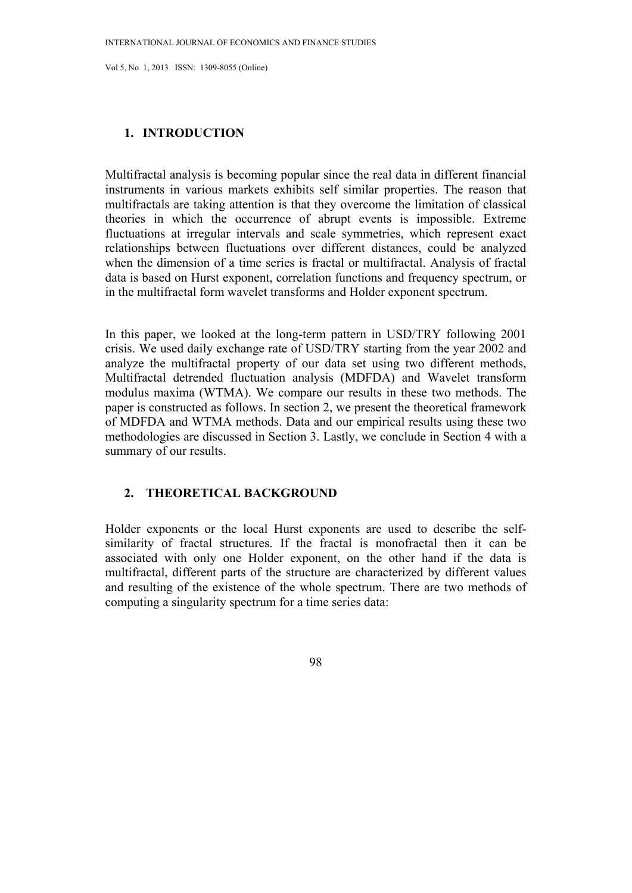## 1. INTRODUCTION

Multifractal analysis is becoming popular since the real data in different financial instruments in various markets exhibits self similar properties. The reason that multifractals are taking attention is that they overcome the limitation of classical theories in which the occurrence of abrupt events is impossible. Extreme fluctuations at irregular intervals and scale symmetries, which represent exact relationships between fluctuations over different distances, could be analyzed when the dimension of a time series is fractal or multifractal. Analysis of fractal data is based on Hurst exponent, correlation functions and frequency spectrum, or in the multifractal form wavelet transforms and Holder exponent spectrum.

In this paper, we looked at the long-term pattern in USD/TRY following 2001 crisis. We used daily exchange rate of USD/TRY starting from the year 2002 and analyze the multifractal property of our data set using two different methods, Multifractal detrended fluctuation analysis (MDFDA) and Wavelet transform modulus maxima (WTMA). We compare our results in these two methods. The paper is constructed as follows. In section 2, we present the theoretical framework of MDFDA and WTMA methods. Data and our empirical results using these two methodologies are discussed in Section 3. Lastly, we conclude in Section 4 with a summary of our results.

## 2. THEORETICAL BACKGROUND

Holder exponents or the local Hurst exponents are used to describe the self-similarity of fractal structures. If the fractal is monofractal then it can be associated with only one Holder exponent, on the other hand if the data is multifractal, different parts of the structure are characterized by different values and resulting of the existence of the whole spectrum. There are two methods of computing a singularity spectrum for a time series data: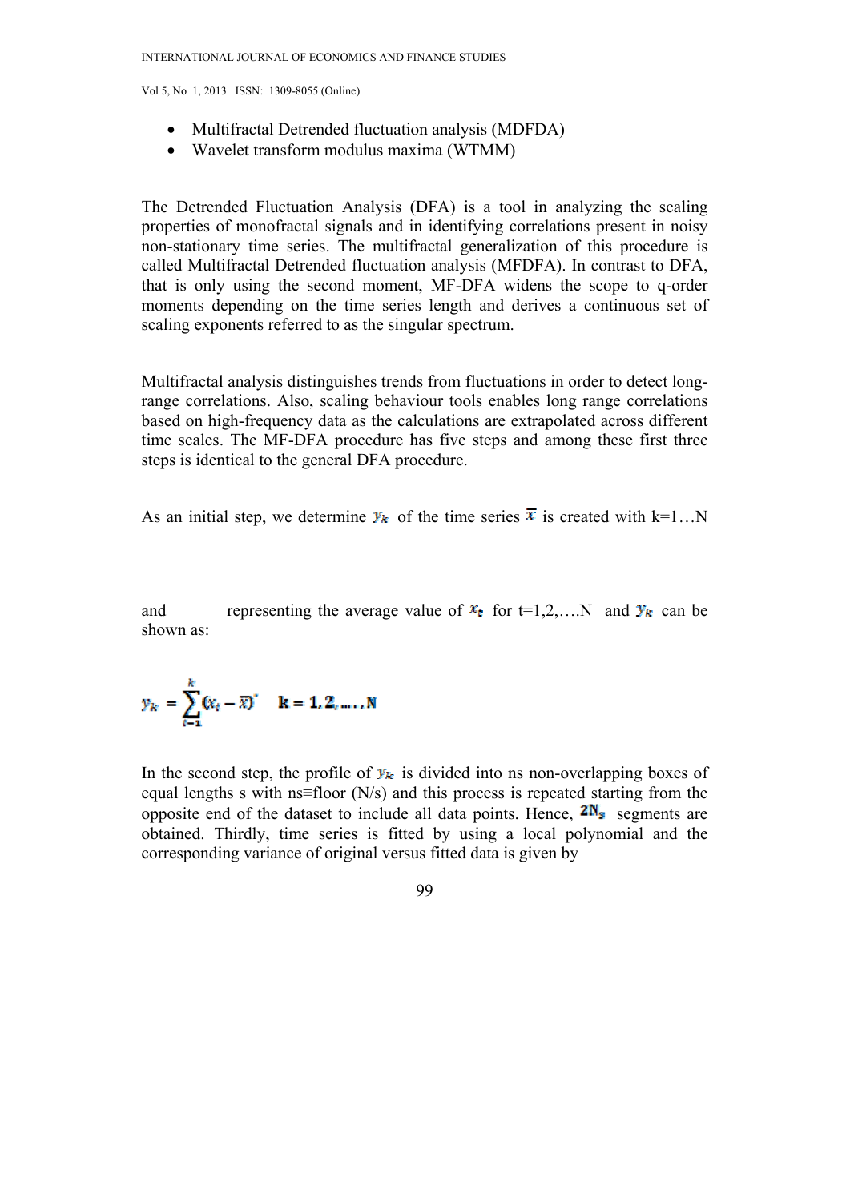- Multifractal Detrended fluctuation analysis (MDFDA)
- Wavelet transform modulus maxima (WTMM)

The Detrended Fluctuation Analysis (DFA) is a tool in analyzing the scaling properties of monofractal signals and in identifying correlations present in noisy non-stationary time series. The multifractal generalization of this procedure is called Multifractal Detrended fluctuation analysis (MFDFA). In contrast to DFA, that is only using the second moment, MF-DFA widens the scope to q-order moments depending on the time series length and derives a continuous set of scaling exponents referred to as the singular spectrum.

Multifractal analysis distinguishes trends from fluctuations in order to detect long-range correlations. Also, scaling behaviour tools enables long range correlations based on high-frequency data as the calculations are extrapolated across different time scales. The MF-DFA procedure has five steps and among these first three steps is identical to the general DFA procedure.

As an initial step, we determine $y_k$ of the time series $\overline{x}$ is created with k=1…N

and representing the average value of $x_t$ for t=1,2,….N and $y_k$ can be shown as:

$$y_k = \sum_{t=1}^{k} (x_t - \overline{x})^{*} \quad \mathbf{k = 1, 2, \ldots, N}$$

In the second step, the profile of $y_k$ is divided into ns non-overlapping boxes of equal lengths s with ns≡floor (N/s) and this process is repeated starting from the opposite end of the dataset to include all data points. Hence, $2N_s$ segments are obtained. Thirdly, time series is fitted by using a local polynomial and the corresponding variance of original versus fitted data is given by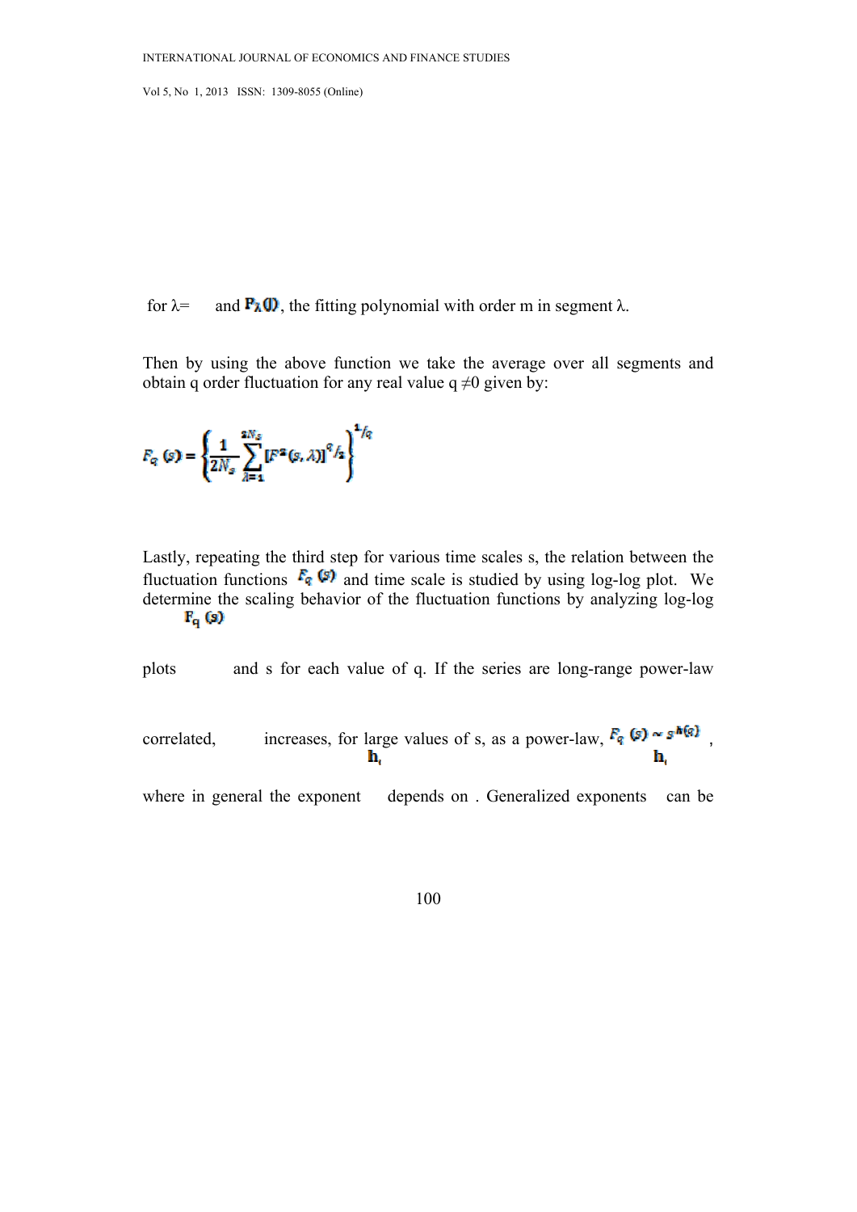for λ= and $P_\lambda(i)$, the fitting polynomial with order m in segment λ.

Then by using the above function we take the average over all segments and obtain q order fluctuation for any real value q ≠0 given by:

$$F_q(s) = \left\{ \frac{1}{2N_s} \sum_{\lambda=1}^{2N_s} [F^2(s,\lambda)]^{q/2} \right\}^{1/q}$$

Lastly, repeating the third step for various time scales s, the relation between the fluctuation functions $F_q(s)$ and time scale is studied by using log-log plot. We determine the scaling behavior of the fluctuation functions by analyzing log-log plots $F_q(s)$ and s for each value of q. If the series are long-range power-law correlated, increases, for large values of s, as a power-law, $F_q(s) \sim s^{h(q)}$, where in general the exponent $h_q$ depends on . Generalized exponents $h_q$ can be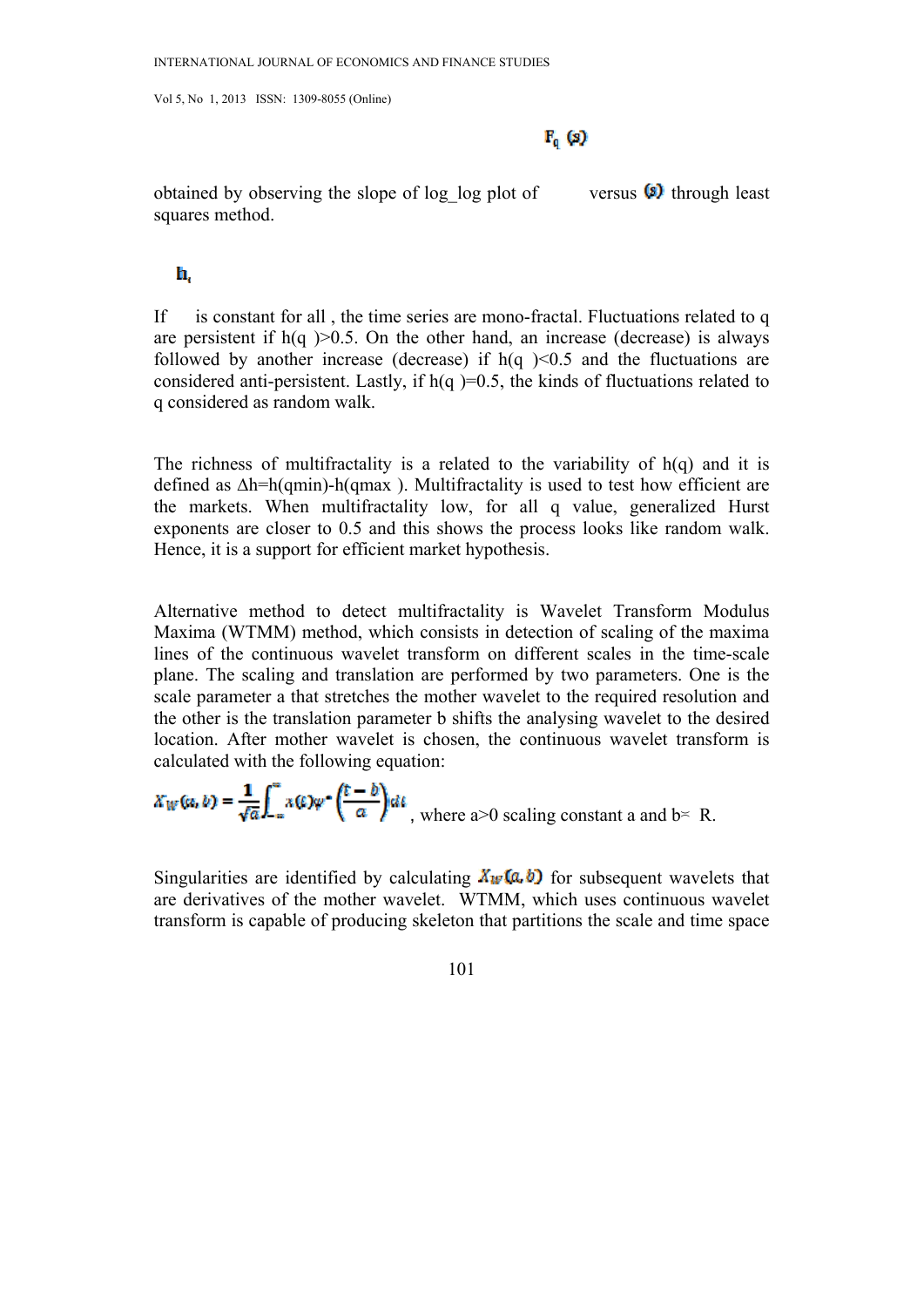obtained by observing the slope of log_log plot of $F_q(s)$ versus $(s)$ through least squares method.

If $h_q$ is constant for all , the time series are mono-fractal. Fluctuations related to q are persistent if h(q )>0.5. On the other hand, an increase (decrease) is always followed by another increase (decrease) if h(q )<0.5 and the fluctuations are considered anti-persistent. Lastly, if h(q )=0.5, the kinds of fluctuations related to q considered as random walk.

The richness of multifractality is a related to the variability of h(q) and it is defined as $\Delta h = h(q_{min}) - h(q_{max})$. Multifractality is used to test how efficient are the markets. When multifractality low, for all q value, generalized Hurst exponents are closer to 0.5 and this shows the process looks like random walk. Hence, it is a support for efficient market hypothesis.

Alternative method to detect multifractality is Wavelet Transform Modulus Maxima (WTMM) method, which consists in detection of scaling of the maxima lines of the continuous wavelet transform on different scales in the time-scale plane. The scaling and translation are performed by two parameters. One is the scale parameter a that stretches the mother wavelet to the required resolution and the other is the translation parameter b shifts the analysing wavelet to the desired location. After mother wavelet is chosen, the continuous wavelet transform is calculated with the following equation:

$$X_W(a,b) = \frac{1}{\sqrt{a}} \int_{-\infty}^{\infty} x(t) \psi^* \left( \frac{t-b}{a} \right) dt$$

, where a>0 scaling constant a and b∈ R.

Singularities are identified by calculating $X_W(a,b)$ for subsequent wavelets that are derivatives of the mother wavelet. WTMM, which uses continuous wavelet transform is capable of producing skeleton that partitions the scale and time space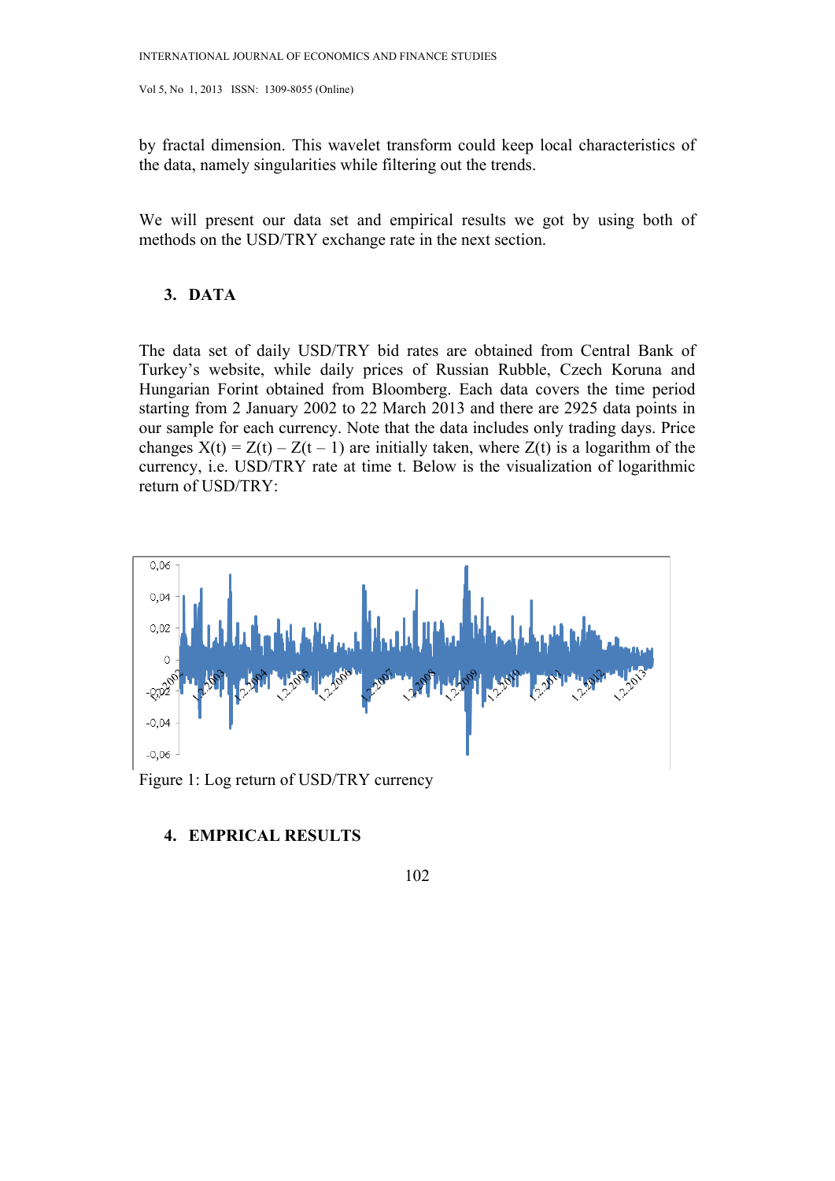by fractal dimension. This wavelet transform could keep local characteristics of the data, namely singularities while filtering out the trends.

We will present our data set and empirical results we got by using both of methods on the USD/TRY exchange rate in the next section.

## 3. DATA

The data set of daily USD/TRY bid rates are obtained from Central Bank of Turkey's website, while daily prices of Russian Rubble, Czech Koruna and Hungarian Forint obtained from Bloomberg. Each data covers the time period starting from 2 January 2002 to 22 March 2013 and there are 2925 data points in our sample for each currency. Note that the data includes only trading days. Price changes $X(t) = Z(t) - Z(t-1)$ are initially taken, where $Z(t)$ is a logarithm of the currency, i.e. USD/TRY rate at time t. Below is the visualization of logarithmic return of USD/TRY:

Figure 1: Log return of USD/TRY currency

## 4. EMPRICAL RESULTS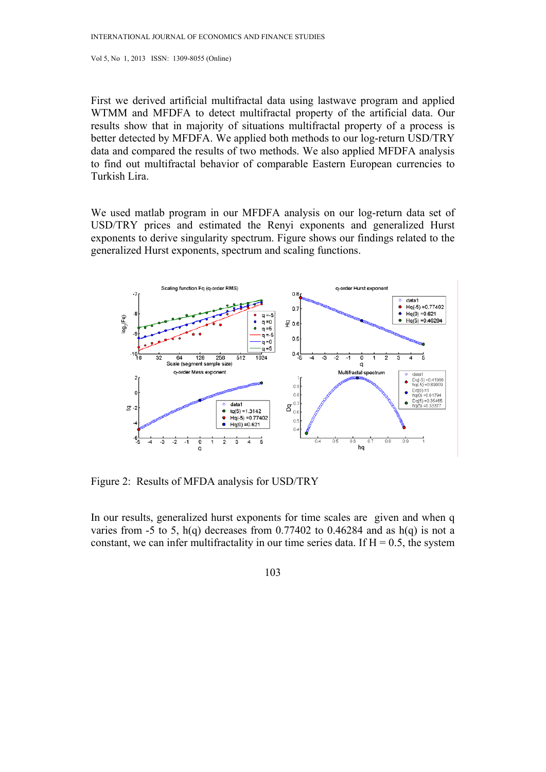First we derived artificial multifractal data using lastwave program and applied WTMM and MFDFA to detect multifractal property of the artificial data. Our results show that in majority of situations multifractal property of a process is better detected by MFDFA. We applied both methods to our log-return USD/TRY data and compared the results of two methods. We also applied MFDFA analysis to find out multifractal behavior of comparable Eastern European currencies to Turkish Lira.

We used matlab program in our MFDFA analysis on our log-return data set of USD/TRY prices and estimated the Renyi exponents and generalized Hurst exponents to derive singularity spectrum. Figure shows our findings related to the generalized Hurst exponents, spectrum and scaling functions.

Figure 2: Results of MFDA analysis for USD/TRY

In our results, generalized hurst exponents for time scales are given and when q varies from -5 to 5, h(q) decreases from 0.77402 to 0.46284 and as h(q) is not a constant, we can infer multifractality in our time series data. If H = 0.5, the system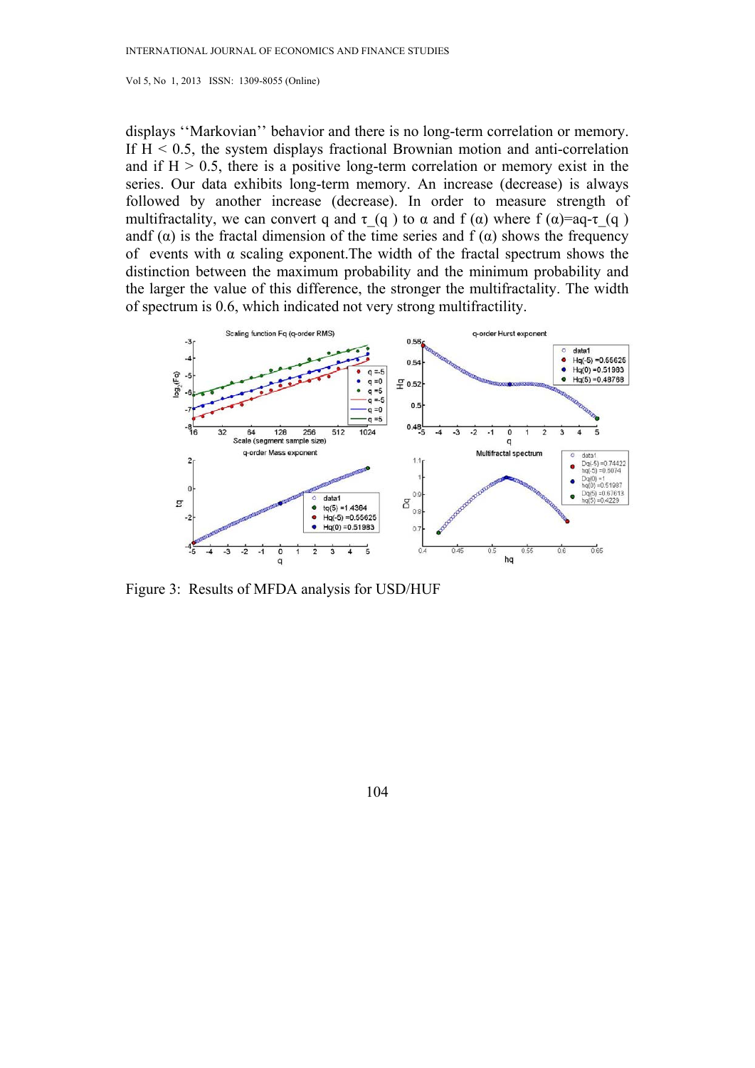displays ''Markovian'' behavior and there is no long-term correlation or memory. If $H < 0.5$, the system displays fractional Brownian motion and anti-correlation and if $H > 0.5$, there is a positive long-term correlation or memory exist in the series. Our data exhibits long-term memory. An increase (decrease) is always followed by another increase (decrease). In order to measure strength of multifractality, we can convert q and $\tau\_(q)$ to $\alpha$ and $f(\alpha)$ where $f(\alpha)=aq-\tau\_(q)$ andf $(\alpha)$ is the fractal dimension of the time series and $f(\alpha)$ shows the frequency of events with $\alpha$ scaling exponent.The width of the fractal spectrum shows the distinction between the maximum probability and the minimum probability and the larger the value of this difference, the stronger the multifractality. The width of spectrum is 0.6, which indicated not very strong multifractility.

Figure 3: Results of MFDA analysis for USD/HUF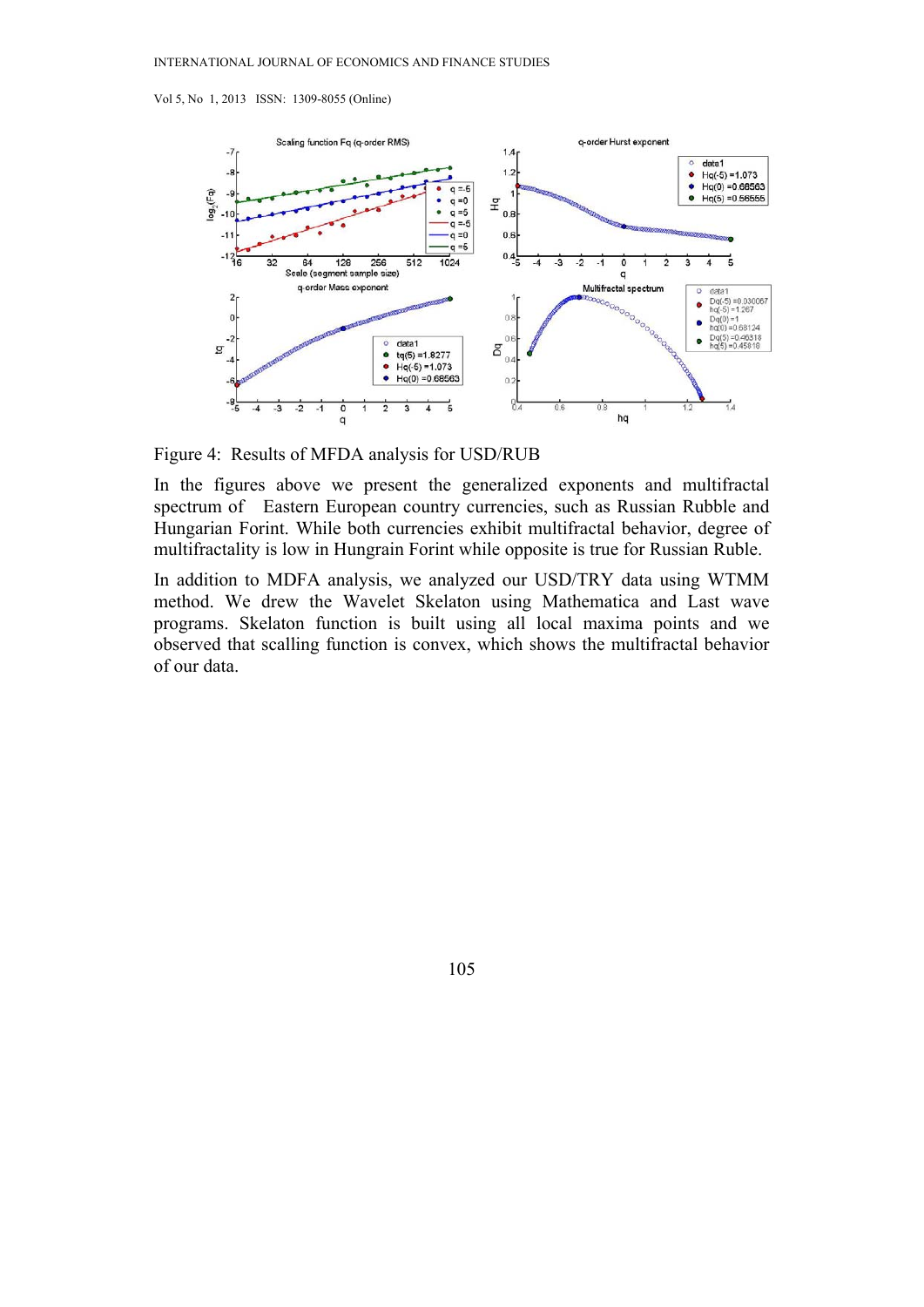Figure 4: Results of MFDA analysis for USD/RUB

In the figures above we present the generalized exponents and multifractal spectrum of Eastern European country currencies, such as Russian Rubble and Hungarian Forint. While both currencies exhibit multifractal behavior, degree of multifractality is low in Hungrain Forint while opposite is true for Russian Ruble.

In addition to MDFA analysis, we analyzed our USD/TRY data using WTMM method. We drew the Wavelet Skelaton using Mathematica and Last wave programs. Skelaton function is built using all local maxima points and we observed that scalling function is convex, which shows the multifractal behavior of our data.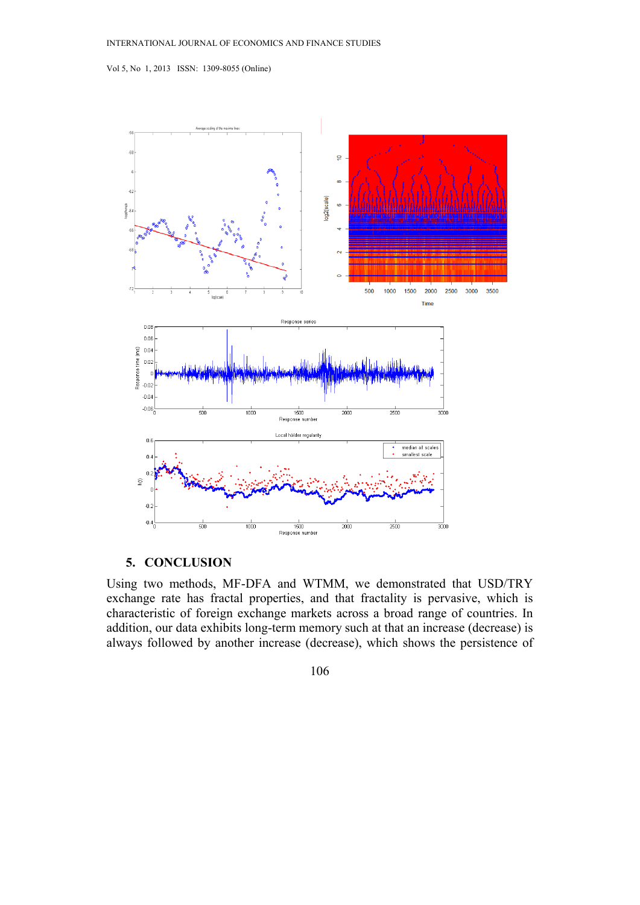## 5. CONCLUSION

Using two methods, MF-DFA and WTMM, we demonstrated that USD/TRY exchange rate has fractal properties, and that fractality is pervasive, which is characteristic of foreign exchange markets across a broad range of countries. In addition, our data exhibits long-term memory such at that an increase (decrease) is always followed by another increase (decrease), which shows the persistence of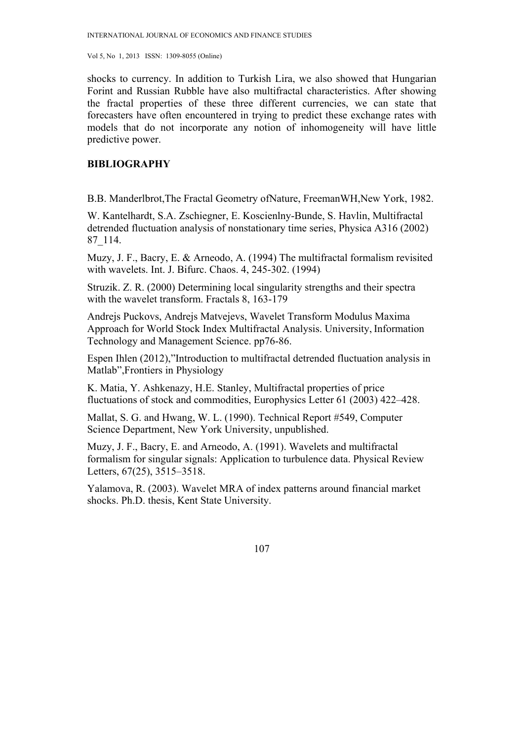shocks to currency. In addition to Turkish Lira, we also showed that Hungarian Forint and Russian Rubble have also multifractal characteristics. After showing the fractal properties of these three different currencies, we can state that forecasters have often encountered in trying to predict these exchange rates with models that do not incorporate any notion of inhomogeneity will have little predictive power.

## BIBLIOGRAPHY

B.B. Manderlbrot,The Fractal Geometry ofNature, FreemanWH,New York, 1982.

W. Kantelhardt, S.A. Zschiegner, E. Koscienlny-Bunde, S. Havlin, Multifractal detrended fluctuation analysis of nonstationary time series, Physica A316 (2002) 87_114.

Muzy, J. F., Bacry, E. & Arneodo, A. (1994) The multifractal formalism revisited with wavelets. Int. J. Bifurc. Chaos. 4, 245-302. (1994)

Struzik. Z. R. (2000) Determining local singularity strengths and their spectra with the wavelet transform. Fractals 8, 163-179

Andrejs Puckovs, Andrejs Matvejevs, Wavelet Transform Modulus Maxima Approach for World Stock Index Multifractal Analysis. University, Information Technology and Management Science. pp76-86.

Espen Ihlen (2012),"Introduction to multifractal detrended fluctuation analysis in Matlab",Frontiers in Physiology

K. Matia, Y. Ashkenazy, H.E. Stanley, Multifractal properties of price fluctuations of stock and commodities, Europhysics Letter 61 (2003) 422–428.

Mallat, S. G. and Hwang, W. L. (1990). Technical Report #549, Computer Science Department, New York University, unpublished.

Muzy, J. F., Bacry, E. and Arneodo, A. (1991). Wavelets and multifractal formalism for singular signals: Application to turbulence data. Physical Review Letters, 67(25), 3515–3518.

Yalamova, R. (2003). Wavelet MRA of index patterns around financial market shocks. Ph.D. thesis, Kent State University.